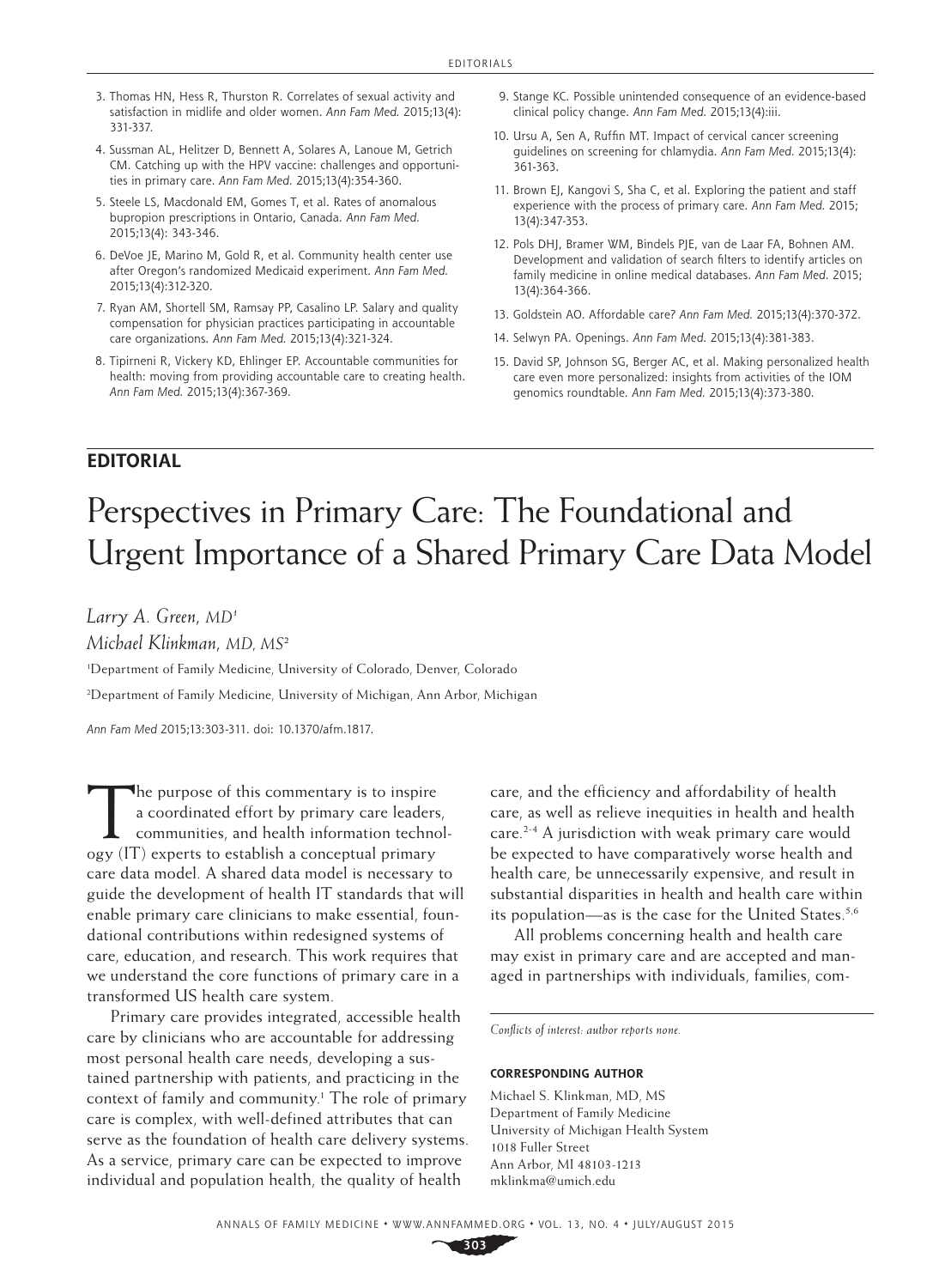3. Thomas HN, Hess R, Thurston R. Correlates of sexual activity and satisfaction in midlife and older women. *Ann Fam Med.* 2015;13(4): 331-337.
4. Sussman AL, Helitzer D, Bennett A, Solares A, Lanoue M, Getrich CM. Catching up with the HPV vaccine: challenges and opportunities in primary care. *Ann Fam Med.* 2015;13(4):354-360.
5. Steele LS, Macdonald EM, Gomes T, et al. Rates of anomalous bupropion prescriptions in Ontario, Canada. *Ann Fam Med.* 2015;13(4): 343-346.
6. DeVoe JE, Marino M, Gold R, et al. Community health center use after Oregon's randomized Medicaid experiment. *Ann Fam Med.* 2015;13(4):312-320.
7. Ryan AM, Shortell SM, Ramsay PP, Casalino LP. Salary and quality compensation for physician practices participating in accountable care organizations. *Ann Fam Med.* 2015;13(4):321-324.
8. Tipirneni R, Vickery KD, Ehlinger EP. Accountable communities for health: moving from providing accountable care to creating health. *Ann Fam Med.* 2015;13(4):367-369.
9. Stange KC. Possible unintended consequence of an evidence-based clinical policy change. *Ann Fam Med.* 2015;13(4):iii.
10. Ursu A, Sen A, Ruffin MT. Impact of cervical cancer screening guidelines on screening for chlamydia. *Ann Fam Med.* 2015;13(4): 361-363.
11. Brown EJ, Kangovi S, Sha C, et al. Exploring the patient and staff experience with the process of primary care. *Ann Fam Med.* 2015; 13(4):347-353.
12. Pols DHJ, Bramer WM, Bindels PJE, van de Laar FA, Bohnen AM. Development and validation of search filters to identify articles on family medicine in online medical databases. *Ann Fam Med.* 2015; 13(4):364-366.
13. Goldstein AO. Affordable care? *Ann Fam Med.* 2015;13(4):370-372.
14. Selwyn PA. Openings. *Ann Fam Med.* 2015;13(4):381-383.
15. David SP, Johnson SG, Berger AC, et al. Making personalized health care even more personalized: insights from activities of the IOM genomics roundtable. *Ann Fam Med.* 2015;13(4):373-380.

## EDITORIAL

# Perspectives in Primary Care: The Foundational and Urgent Importance of a Shared Primary Care Data Model

*Larry A. Green, MD*[1]

*Michael Klinkman, MD, MS*[2]

[1]Department of Family Medicine, University of Colorado, Denver, Colorado

[2]Department of Family Medicine, University of Michigan, Ann Arbor, Michigan

*Ann Fam Med* 2015;13:303-311. doi: 10.1370/afm.1817.

The purpose of this commentary is to inspire a coordinated effort by primary care leaders, communities, and health information technology (IT) experts to establish a conceptual primary care data model. A shared data model is necessary to guide the development of health IT standards that will enable primary care clinicians to make essential, foundational contributions within redesigned systems of care, education, and research. This work requires that we understand the core functions of primary care in a transformed US health care system.

Primary care provides integrated, accessible health care by clinicians who are accountable for addressing most personal health care needs, developing a sustained partnership with patients, and practicing in the context of family and community.[1] The role of primary care is complex, with well-defined attributes that can serve as the foundation of health care delivery systems. As a service, primary care can be expected to improve individual and population health, the quality of health care, and the efficiency and affordability of health care, as well as relieve inequities in health and health care.[2-4] A jurisdiction with weak primary care would be expected to have comparatively worse health and health care, be unnecessarily expensive, and result in substantial disparities in health and health care within its population—as is the case for the United States.[5,6]

All problems concerning health and health care may exist in primary care and are accepted and managed in partnerships with individuals, families, com-

*Conflicts of interest: author reports none.*

**CORRESPONDING AUTHOR**

Michael S. Klinkman, MD, MS
Department of Family Medicine
University of Michigan Health System
1018 Fuller Street
Ann Arbor, MI 48103-1213
mklinkma@umich.edu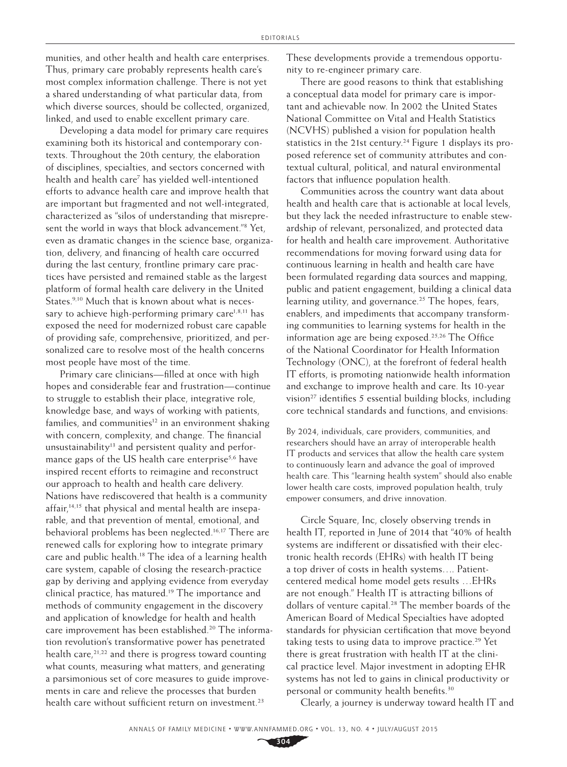munities, and other health and health care enterprises. Thus, primary care probably represents health care's most complex information challenge. There is not yet a shared understanding of what particular data, from which diverse sources, should be collected, organized, linked, and used to enable excellent primary care.

Developing a data model for primary care requires examining both its historical and contemporary contexts. Throughout the 20th century, the elaboration of disciplines, specialties, and sectors concerned with health and health care[7] has yielded well-intentioned efforts to advance health care and improve health that are important but fragmented and not well-integrated, characterized as "silos of understanding that misrepresent the world in ways that block advancement."[8] Yet, even as dramatic changes in the science base, organization, delivery, and financing of health care occurred during the last century, frontline primary care practices have persisted and remained stable as the largest platform of formal health care delivery in the United States.[9,10] Much that is known about what is necessary to achieve high-performing primary care[1,8,11] has exposed the need for modernized robust care capable of providing safe, comprehensive, prioritized, and personalized care to resolve most of the health concerns most people have most of the time.

Primary care clinicians—filled at once with high hopes and considerable fear and frustration—continue to struggle to establish their place, integrative role, knowledge base, and ways of working with patients, families, and communities[12] in an environment shaking with concern, complexity, and change. The financial unsustainability[13] and persistent quality and performance gaps of the US health care enterprise[5,6] have inspired recent efforts to reimagine and reconstruct our approach to health and health care delivery. Nations have rediscovered that health is a community affair,[14,15] that physical and mental health are inseparable, and that prevention of mental, emotional, and behavioral problems has been neglected.[16,17] There are renewed calls for exploring how to integrate primary care and public health.[18] The idea of a learning health care system, capable of closing the research-practice gap by deriving and applying evidence from everyday clinical practice, has matured.[19] The importance and methods of community engagement in the discovery and application of knowledge for health and health care improvement has been established.[20] The information revolution's transformative power has penetrated health care,[21,22] and there is progress toward counting what counts, measuring what matters, and generating a parsimonious set of core measures to guide improvements in care and relieve the processes that burden health care without sufficient return on investment.[23] These developments provide a tremendous opportunity to re-engineer primary care.

There are good reasons to think that establishing a conceptual data model for primary care is important and achievable now. In 2002 the United States National Committee on Vital and Health Statistics (NCVHS) published a vision for population health statistics in the 21st century.[24] Figure 1 displays its proposed reference set of community attributes and contextual cultural, political, and natural environmental factors that influence population health.

Communities across the country want data about health and health care that is actionable at local levels, but they lack the needed infrastructure to enable stewardship of relevant, personalized, and protected data for health and health care improvement. Authoritative recommendations for moving forward using data for continuous learning in health and health care have been formulated regarding data sources and mapping, public and patient engagement, building a clinical data learning utility, and governance.[25] The hopes, fears, enablers, and impediments that accompany transforming communities to learning systems for health in the information age are being exposed.[25,26] The Office of the National Coordinator for Health Information Technology (ONC), at the forefront of federal health IT efforts, is promoting nationwide health information and exchange to improve health and care. Its 10-year vision[27] identifies 5 essential building blocks, including core technical standards and functions, and envisions:

> By 2024, individuals, care providers, communities, and researchers should have an array of interoperable health IT products and services that allow the health care system to continuously learn and advance the goal of improved health care. This "learning health system" should also enable lower health care costs, improved population health, truly empower consumers, and drive innovation.

Circle Square, Inc, closely observing trends in health IT, reported in June of 2014 that "40% of health systems are indifferent or dissatisfied with their electronic health records (EHRs) with health IT being a top driver of costs in health systems…. Patient-centered medical home model gets results …EHRs are not enough." Health IT is attracting billions of dollars of venture capital.[28] The member boards of the American Board of Medical Specialties have adopted standards for physician certification that move beyond taking tests to using data to improve practice.[29] Yet there is great frustration with health IT at the clinical practice level. Major investment in adopting EHR systems has not led to gains in clinical productivity or personal or community health benefits.[30]

Clearly, a journey is underway toward health IT and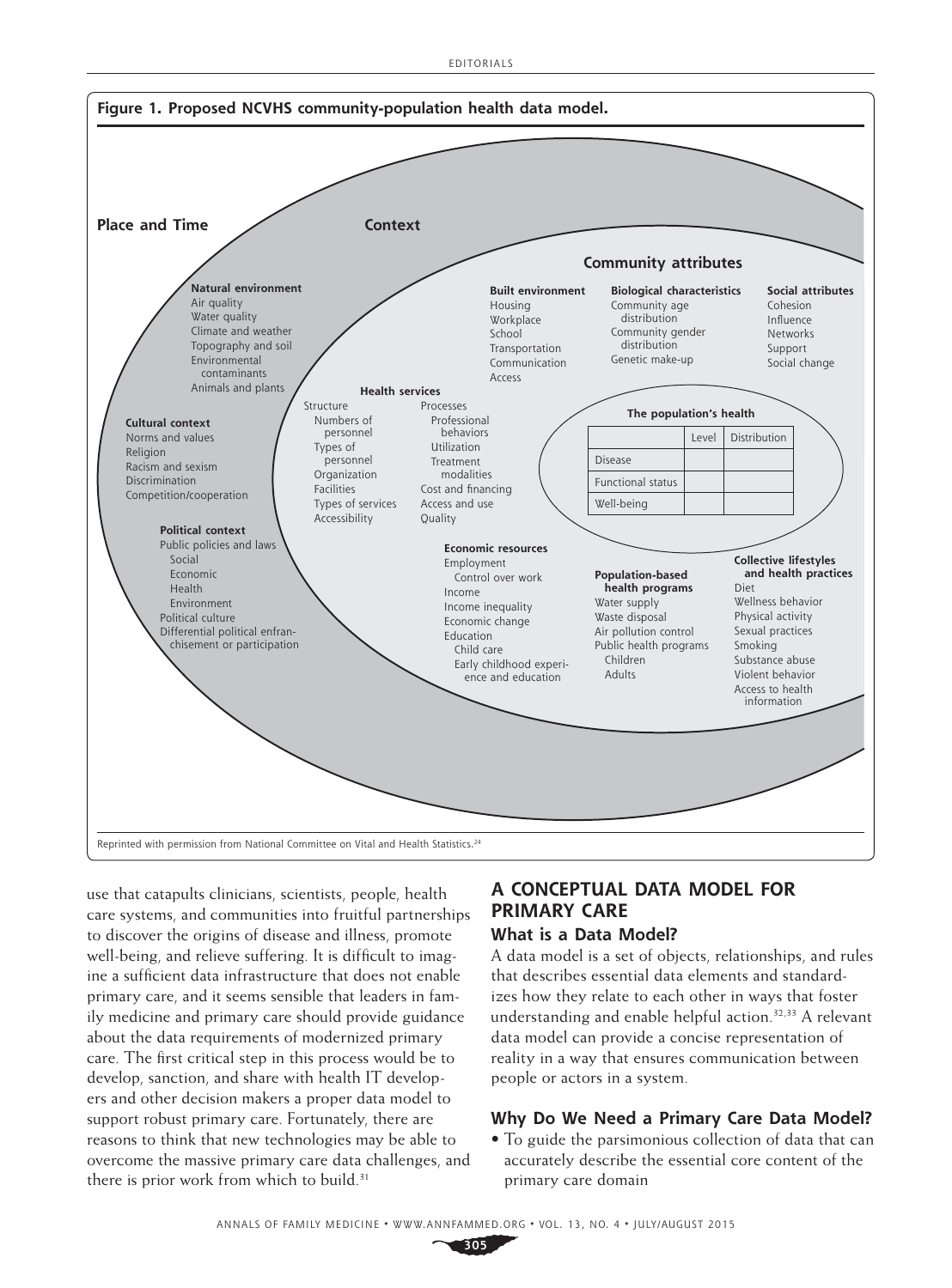**Figure 1. Proposed NCVHS community-population health data model.**

**Place and Time**

**Context**

**Natural environment**
Air quality
Water quality
Climate and weather
Topography and soil
Environmental contaminants
Animals and plants

**Cultural context**
Norms and values
Religion
Racism and sexism
Discrimination
Competition/cooperation

**Political context**
Public policies and laws
Social
Economic
Health
Environment
Political culture
Differential political enfranchisement or participation

**Community attributes**

**Health services**
Structure
Numbers of personnel
Types of personnel
Organization
Facilities
Types of services
Accessibility

Processes
Professional behaviors
Utilization
Treatment modalities
Cost and financing
Access and use
Quality

**Built environment**
Housing
Workplace
School
Transportation
Communication
Access

**Biological characteristics**
Community age distribution
Community gender distribution
Genetic make-up

**Social attributes**
Cohesion
Influence
Networks
Support
Social change

**The population's health**

| | Level | Distribution |
|---|---|---|
| Disease | | |
| Functional status | | |
| Well-being | | |

**Economic resources**
Employment
Control over work
Income
Income inequality
Economic change
Education
Child care
Early childhood experience and education

**Population-based health programs**
Water supply
Waste disposal
Air pollution control
Public health programs
Children
Adults

**Collective lifestyles and health practices**
Diet
Wellness behavior
Physical activity
Sexual practices
Smoking
Substance abuse
Violent behavior
Access to health information

Reprinted with permission from National Committee on Vital and Health Statistics.[24]

use that catapults clinicians, scientists, people, health care systems, and communities into fruitful partnerships to discover the origins of disease and illness, promote well-being, and relieve suffering. It is difficult to imagine a sufficient data infrastructure that does not enable primary care, and it seems sensible that leaders in family medicine and primary care should provide guidance about the data requirements of modernized primary care. The first critical step in this process would be to develop, sanction, and share with health IT developers and other decision makers a proper data model to support robust primary care. Fortunately, there are reasons to think that new technologies may be able to overcome the massive primary care data challenges, and there is prior work from which to build.[31]

## A CONCEPTUAL DATA MODEL FOR PRIMARY CARE

### What is a Data Model?

A data model is a set of objects, relationships, and rules that describes essential data elements and standardizes how they relate to each other in ways that foster understanding and enable helpful action.[32,33] A relevant data model can provide a concise representation of reality in a way that ensures communication between people or actors in a system.

### Why Do We Need a Primary Care Data Model?

- To guide the parsimonious collection of data that can accurately describe the essential core content of the primary care domain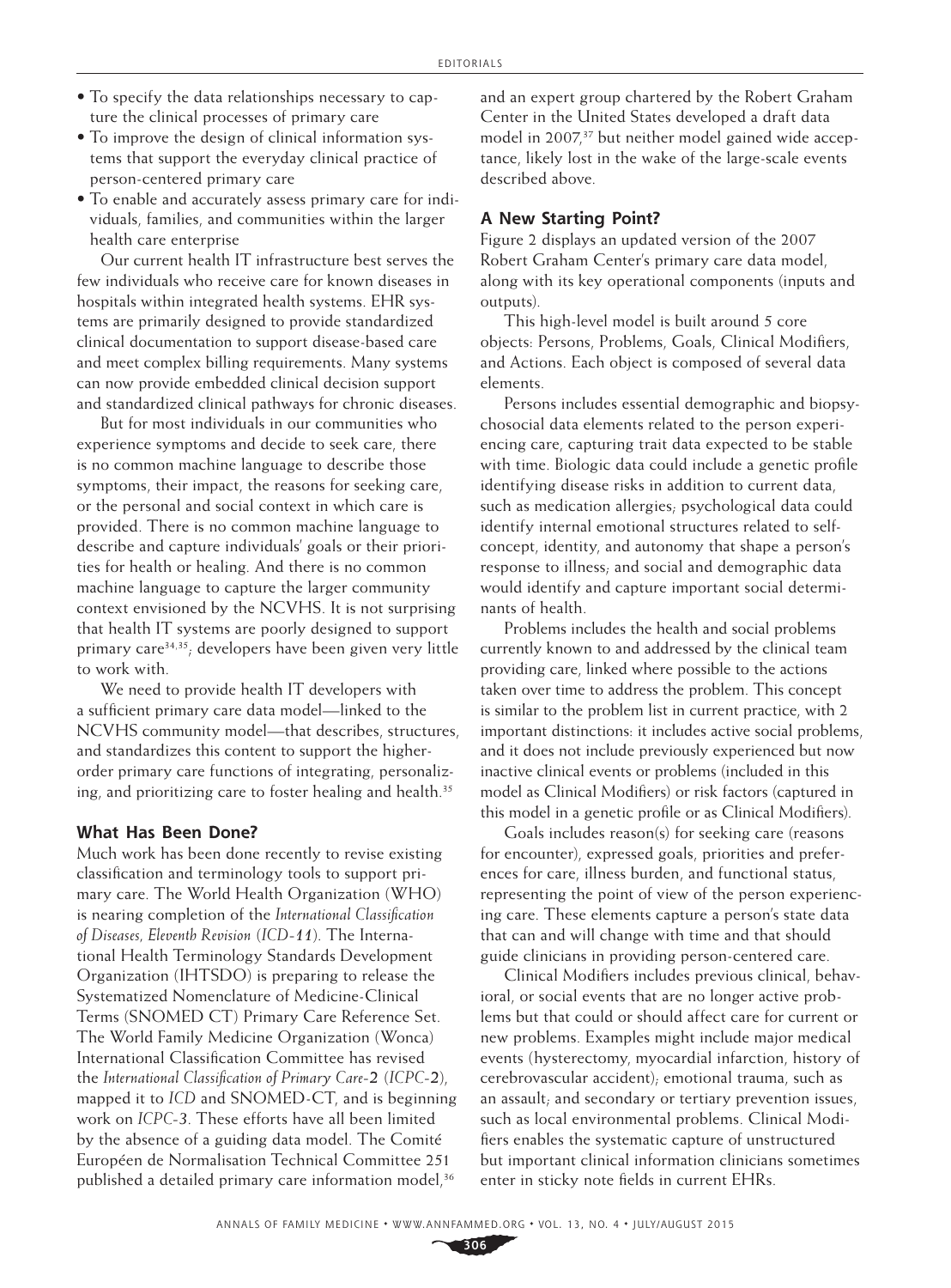- To specify the data relationships necessary to capture the clinical processes of primary care
- To improve the design of clinical information systems that support the everyday clinical practice of person-centered primary care
- To enable and accurately assess primary care for individuals, families, and communities within the larger health care enterprise

Our current health IT infrastructure best serves the few individuals who receive care for known diseases in hospitals within integrated health systems. EHR systems are primarily designed to provide standardized clinical documentation to support disease-based care and meet complex billing requirements. Many systems can now provide embedded clinical decision support and standardized clinical pathways for chronic diseases.

But for most individuals in our communities who experience symptoms and decide to seek care, there is no common machine language to describe those symptoms, their impact, the reasons for seeking care, or the personal and social context in which care is provided. There is no common machine language to describe and capture individuals' goals or their priorities for health or healing. And there is no common machine language to capture the larger community context envisioned by the NCVHS. It is not surprising that health IT systems are poorly designed to support primary care[34,35]; developers have been given very little to work with.

We need to provide health IT developers with a sufficient primary care data model—linked to the NCVHS community model—that describes, structures, and standardizes this content to support the higher-order primary care functions of integrating, personalizing, and prioritizing care to foster healing and health.[35]

### What Has Been Done?

Much work has been done recently to revise existing classification and terminology tools to support primary care. The World Health Organization (WHO) is nearing completion of the *International Classification of Diseases, Eleventh Revision* (*ICD-11*). The International Health Terminology Standards Development Organization (IHTSDO) is preparing to release the Systematized Nomenclature of Medicine-Clinical Terms (SNOMED CT) Primary Care Reference Set. The World Family Medicine Organization (Wonca) International Classification Committee has revised the *International Classification of Primary Care-2* (*ICPC-2*), mapped it to *ICD* and SNOMED-CT, and is beginning work on *ICPC-3*. These efforts have all been limited by the absence of a guiding data model. The Comité Européen de Normalisation Technical Committee 251 published a detailed primary care information model,[36] and an expert group chartered by the Robert Graham Center in the United States developed a draft data model in 2007,[37] but neither model gained wide acceptance, likely lost in the wake of the large-scale events described above.

### A New Starting Point?

Figure 2 displays an updated version of the 2007 Robert Graham Center's primary care data model, along with its key operational components (inputs and outputs).

This high-level model is built around 5 core objects: Persons, Problems, Goals, Clinical Modifiers, and Actions. Each object is composed of several data elements.

Persons includes essential demographic and biopsychosocial data elements related to the person experiencing care, capturing trait data expected to be stable with time. Biologic data could include a genetic profile identifying disease risks in addition to current data, such as medication allergies; psychological data could identify internal emotional structures related to self-concept, identity, and autonomy that shape a person's response to illness; and social and demographic data would identify and capture important social determinants of health.

Problems includes the health and social problems currently known to and addressed by the clinical team providing care, linked where possible to the actions taken over time to address the problem. This concept is similar to the problem list in current practice, with 2 important distinctions: it includes active social problems, and it does not include previously experienced but now inactive clinical events or problems (included in this model as Clinical Modifiers) or risk factors (captured in this model in a genetic profile or as Clinical Modifiers).

Goals includes reason(s) for seeking care (reasons for encounter), expressed goals, priorities and preferences for care, illness burden, and functional status, representing the point of view of the person experiencing care. These elements capture a person's state data that can and will change with time and that should guide clinicians in providing person-centered care.

Clinical Modifiers includes previous clinical, behavioral, or social events that are no longer active problems but that could or should affect care for current or new problems. Examples might include major medical events (hysterectomy, myocardial infarction, history of cerebrovascular accident); emotional trauma, such as an assault; and secondary or tertiary prevention issues, such as local environmental problems. Clinical Modifiers enables the systematic capture of unstructured but important clinical information clinicians sometimes enter in sticky note fields in current EHRs.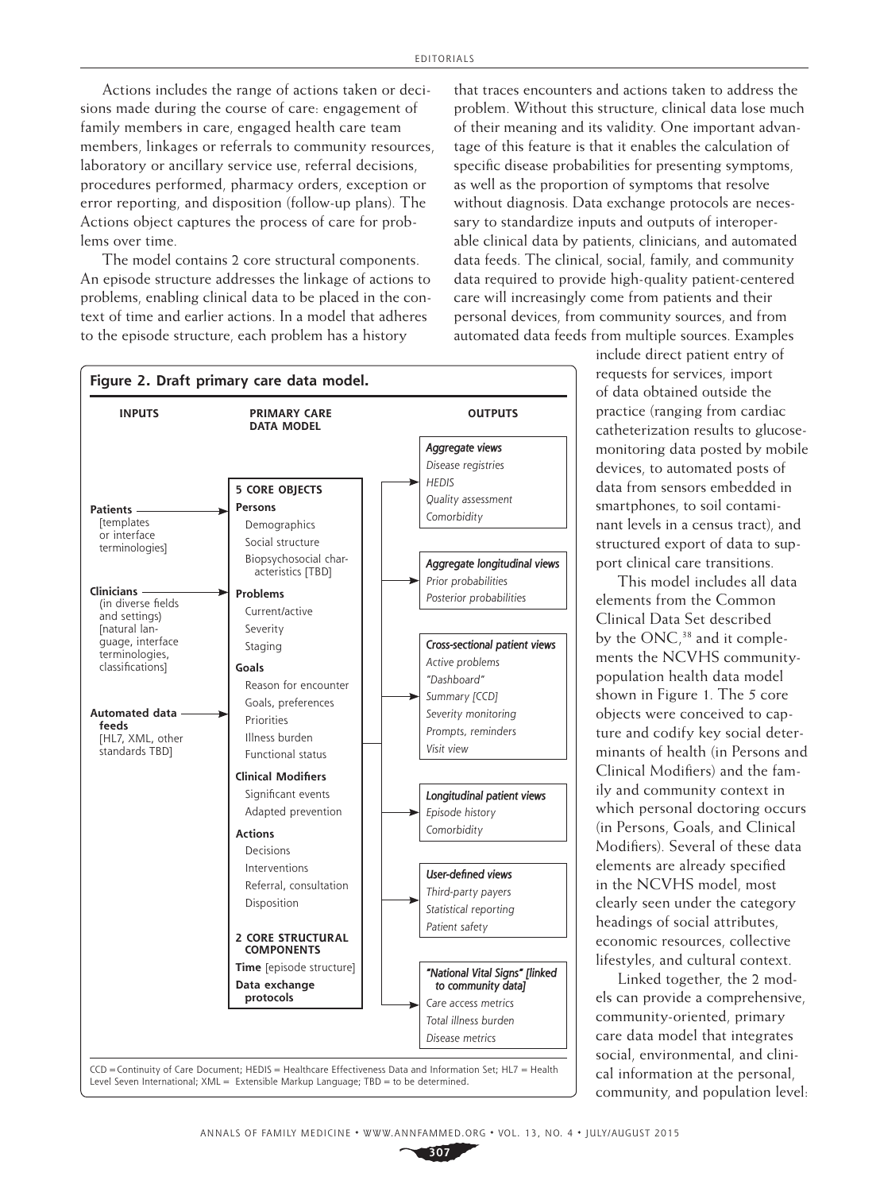Actions includes the range of actions taken or decisions made during the course of care: engagement of family members in care, engaged health care team members, linkages or referrals to community resources, laboratory or ancillary service use, referral decisions, procedures performed, pharmacy orders, exception or error reporting, and disposition (follow-up plans). The Actions object captures the process of care for problems over time.

The model contains 2 core structural components. An episode structure addresses the linkage of actions to problems, enabling clinical data to be placed in the context of time and earlier actions. In a model that adheres to the episode structure, each problem has a history that traces encounters and actions taken to address the problem. Without this structure, clinical data lose much of their meaning and its validity. One important advantage of this feature is that it enables the calculation of specific disease probabilities for presenting symptoms, as well as the proportion of symptoms that resolve without diagnosis. Data exchange protocols are necessary to standardize inputs and outputs of interoperable clinical data by patients, clinicians, and automated data feeds. The clinical, social, family, and community data required to provide high-quality patient-centered care will increasingly come from patients and their personal devices, from community sources, and from automated data feeds from multiple sources. Examples include direct patient entry of requests for services, import of data obtained outside the practice (ranging from cardiac catheterization results to glucose-monitoring data posted by mobile devices, to automated posts of data from sensors embedded in smartphones, to soil contaminant levels in a census tract), and structured export of data to support clinical care transitions.

This model includes all data elements from the Common Clinical Data Set described by the ONC,[38] and it complements the NCVHS community-population health data model shown in Figure 1. The 5 core objects were conceived to capture and codify key social determinants of health (in Persons and Clinical Modifiers) and the family and community context in which personal doctoring occurs (in Persons, Goals, and Clinical Modifiers). Several of these data elements are already specified in the NCVHS model, most clearly seen under the category headings of social attributes, economic resources, collective lifestyles, and cultural context.

Linked together, the 2 models can provide a comprehensive, community-oriented, primary care data model that integrates social, environmental, and clinical information at the personal, community, and population level:

**Figure 2. Draft primary care data model.**

**INPUTS**

- **Patients** [templates or interface terminologies]
- **Clinicians** (in diverse fields and settings) [natural language, interface terminologies, classifications]
- **Automated data feeds** [HL7, XML, other standards TBD]

**PRIMARY CARE DATA MODEL**

**5 CORE OBJECTS**

- **Persons**
  - Demographics
  - Social structure
  - Biopsychosocial characteristics [TBD]
- **Problems**
  - Current/active
  - Severity
  - Staging
- **Goals**
  - Reason for encounter
  - Goals, preferences
  - Priorities
  - Illness burden
  - Functional status
- **Clinical Modifiers**
  - Significant events
  - Adapted prevention
- **Actions**
  - Decisions
  - Interventions
  - Referral, consultation
  - Disposition

**2 CORE STRUCTURAL COMPONENTS**

- **Time** [episode structure]
- **Data exchange protocols**

**OUTPUTS**

- *Aggregate views*: *Disease registries*, *HEDIS*, *Quality assessment*, *Comorbidity*
- *Aggregate longitudinal views*: *Prior probabilities*, *Posterior probabilities*
- *Cross-sectional patient views*: *Active problems*, *"Dashboard"*, *Summary [CCD]*, *Severity monitoring*, *Prompts, reminders*, *Visit view*
- *Longitudinal patient views*: *Episode history*, *Comorbidity*
- *User-defined views*: *Third-party payers*, *Statistical reporting*, *Patient safety*
- *"National Vital Signs" [linked to community data]*: *Care access metrics*, *Total illness burden*, *Disease metrics*

CCD = Continuity of Care Document; HEDIS = Healthcare Effectiveness Data and Information Set; HL7 = Health Level Seven International; XML = Extensible Markup Language; TBD = to be determined.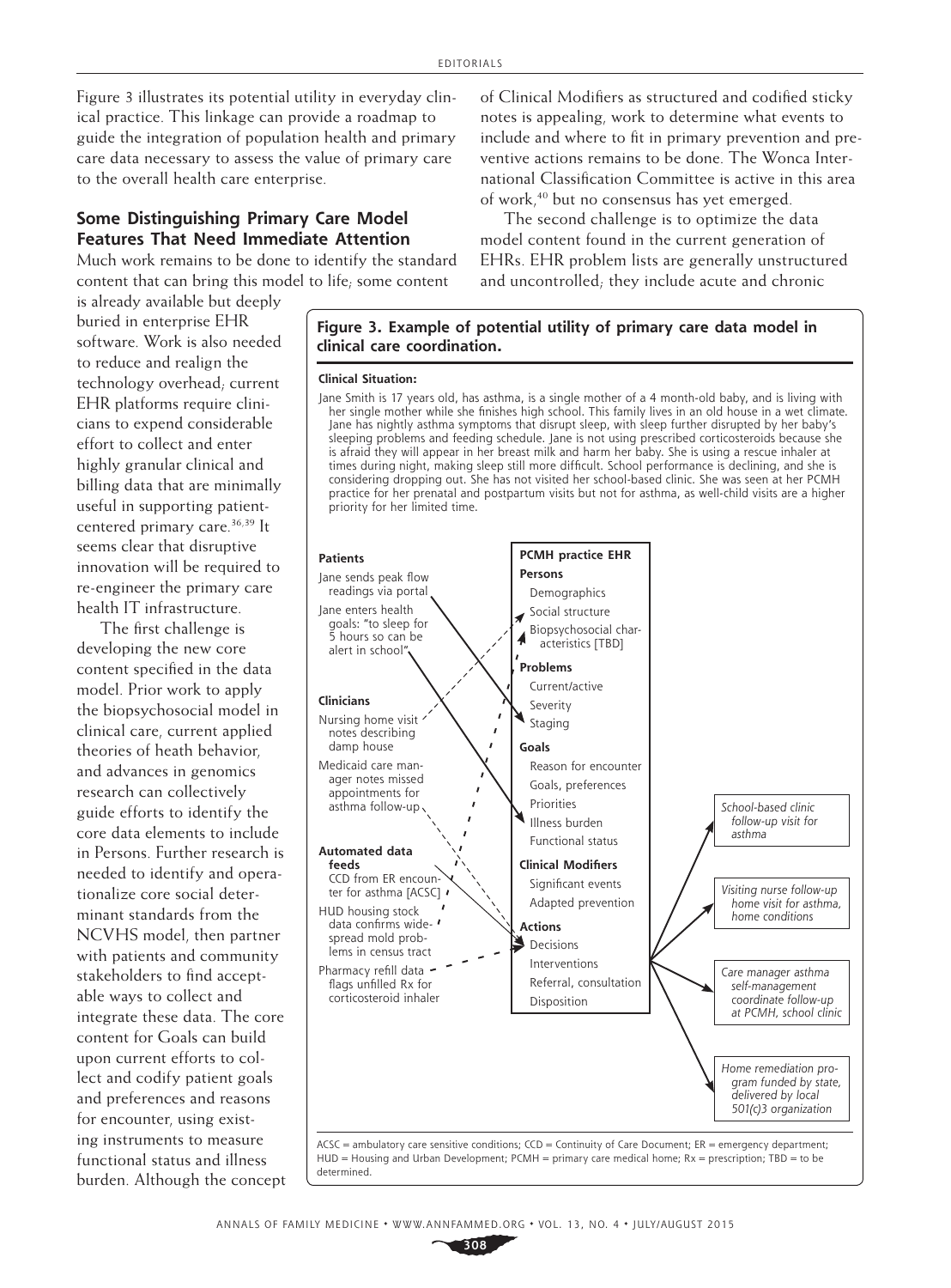Figure 3 illustrates its potential utility in everyday clinical practice. This linkage can provide a roadmap to guide the integration of population health and primary care data necessary to assess the value of primary care to the overall health care enterprise.

## Some Distinguishing Primary Care Model Features That Need Immediate Attention

Much work remains to be done to identify the standard content that can bring this model to life; some content is already available but deeply buried in enterprise EHR software. Work is also needed to reduce and realign the technology overhead; current EHR platforms require clinicians to expend considerable effort to collect and enter highly granular clinical and billing data that are minimally useful in supporting patient-centered primary care.[36,39] It seems clear that disruptive innovation will be required to re-engineer the primary care health IT infrastructure.

The first challenge is developing the new core content specified in the data model. Prior work to apply the biopsychosocial model in clinical care, current applied theories of heath behavior, and advances in genomics research can collectively guide efforts to identify the core data elements to include in Persons. Further research is needed to identify and operationalize core social determinant standards from the NCVHS model, then partner with patients and community stakeholders to find acceptable ways to collect and integrate these data. The core content for Goals can build upon current efforts to collect and codify patient goals and preferences and reasons for encounter, using existing instruments to measure functional status and illness burden. Although the concept of Clinical Modifiers as structured and codified sticky notes is appealing, work to determine what events to include and where to fit in primary prevention and preventive actions remains to be done. The Wonca International Classification Committee is active in this area of work,[40] but no consensus has yet emerged.

The second challenge is to optimize the data model content found in the current generation of EHRs. EHR problem lists are generally unstructured and uncontrolled; they include acute and chronic

**Figure 3. Example of potential utility of primary care data model in clinical care coordination.**

**Clinical Situation:**

Jane Smith is 17 years old, has asthma, is a single mother of a 4 month-old baby, and is living with her single mother while she finishes high school. This family lives in an old house in a wet climate. Jane has nightly asthma symptoms that disrupt sleep, with sleep further disrupted by her baby's sleeping problems and feeding schedule. Jane is not using prescribed corticosteroids because she is afraid they will appear in her breast milk and harm her baby. She is using a rescue inhaler at times during night, making sleep still more difficult. School performance is declining, and she is considering dropping out. She has not visited her school-based clinic. She was seen at her PCMH practice for her prenatal and postpartum visits but not for asthma, as well-child visits are a higher priority for her limited time.

**Patients**
- Jane sends peak flow readings via portal
- Jane enters health goals: "to sleep for 5 hours so can be alert in school"

**Clinicians**
- Nursing home visit notes describing damp house
- Medicaid care manager notes missed appointments for asthma follow-up

**Automated data feeds**
- CCD from ER encounter for asthma [ACSC]
- HUD housing stock data confirms widespread mold problems in census tract
- Pharmacy refill data flags unfilled Rx for corticosteroid inhaler

**PCMH practice EHR**

**Persons**
- Demographics
- Social structure
- Biopsychosocial characteristics [TBD]

**Problems**
- Current/active
- Severity
- Staging

**Goals**
- Reason for encounter
- Goals, preferences
- Priorities
- Illness burden
- Functional status

**Clinical Modifiers**
- Significant events
- Adapted prevention

**Actions**
- Decisions
- Interventions
- Referral, consultation
- Disposition

*School-based clinic follow-up visit for asthma*

*Visiting nurse follow-up home visit for asthma, home conditions*

*Care manager asthma self-management coordinate follow-up at PCMH, school clinic*

*Home remediation program funded by state, delivered by local 501(c)3 organization*

ACSC = ambulatory care sensitive conditions; CCD = Continuity of Care Document; ER = emergency department; HUD = Housing and Urban Development; PCMH = primary care medical home; Rx = prescription; TBD = to be determined.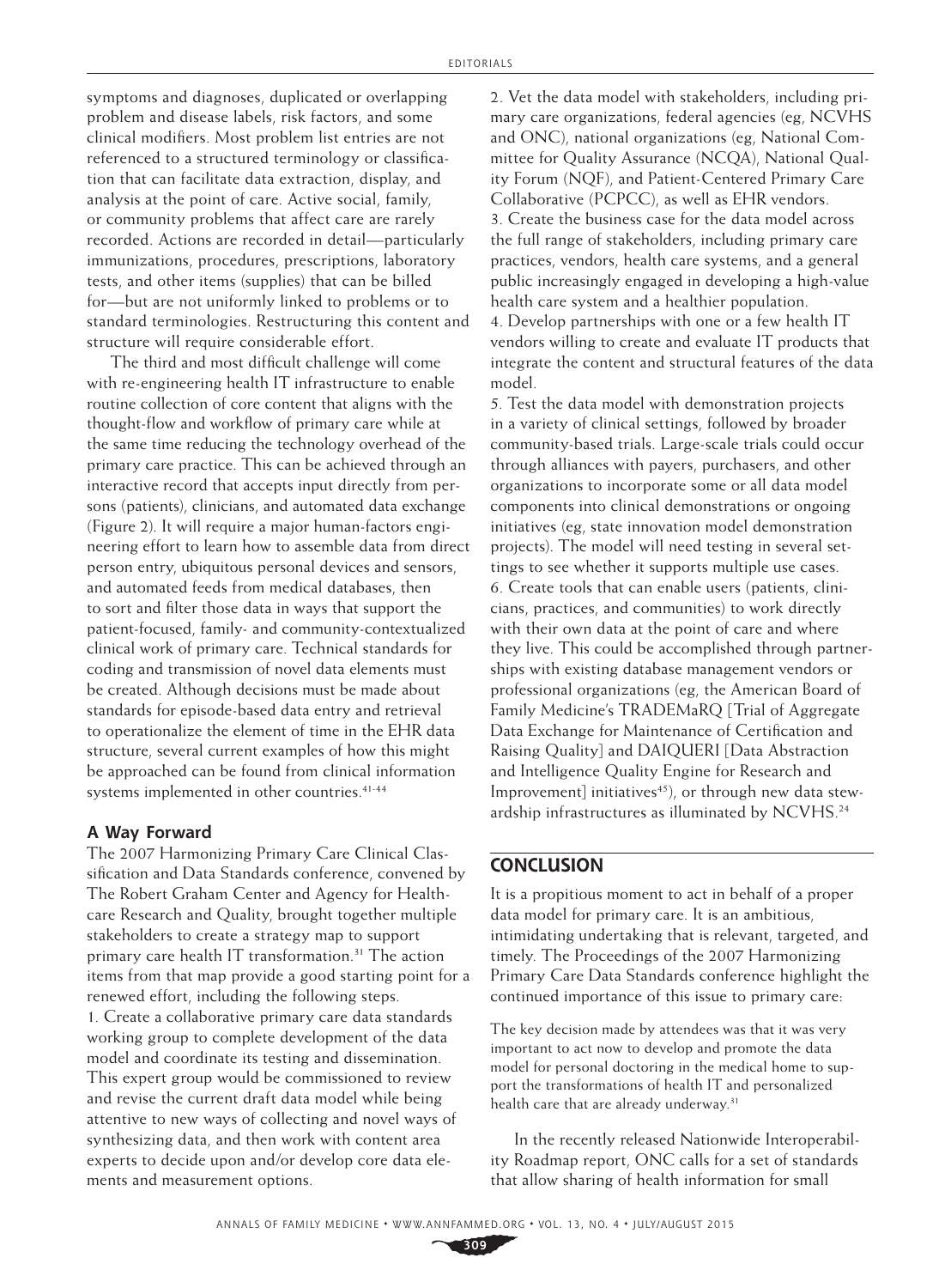symptoms and diagnoses, duplicated or overlapping problem and disease labels, risk factors, and some clinical modifiers. Most problem list entries are not referenced to a structured terminology or classification that can facilitate data extraction, display, and analysis at the point of care. Active social, family, or community problems that affect care are rarely recorded. Actions are recorded in detail—particularly immunizations, procedures, prescriptions, laboratory tests, and other items (supplies) that can be billed for—but are not uniformly linked to problems or to standard terminologies. Restructuring this content and structure will require considerable effort.

The third and most difficult challenge will come with re-engineering health IT infrastructure to enable routine collection of core content that aligns with the thought-flow and workflow of primary care while at the same time reducing the technology overhead of the primary care practice. This can be achieved through an interactive record that accepts input directly from persons (patients), clinicians, and automated data exchange (Figure 2). It will require a major human-factors engineering effort to learn how to assemble data from direct person entry, ubiquitous personal devices and sensors, and automated feeds from medical databases, then to sort and filter those data in ways that support the patient-focused, family- and community-contextualized clinical work of primary care. Technical standards for coding and transmission of novel data elements must be created. Although decisions must be made about standards for episode-based data entry and retrieval to operationalize the element of time in the EHR data structure, several current examples of how this might be approached can be found from clinical information systems implemented in other countries.[41-44]

### A Way Forward

The 2007 Harmonizing Primary Care Clinical Classification and Data Standards conference, convened by The Robert Graham Center and Agency for Healthcare Research and Quality, brought together multiple stakeholders to create a strategy map to support primary care health IT transformation.[31] The action items from that map provide a good starting point for a renewed effort, including the following steps.

1. Create a collaborative primary care data standards working group to complete development of the data model and coordinate its testing and dissemination. This expert group would be commissioned to review and revise the current draft data model while being attentive to new ways of collecting and novel ways of synthesizing data, and then work with content area experts to decide upon and/or develop core data elements and measurement options.
2. Vet the data model with stakeholders, including primary care organizations, federal agencies (eg, NCVHS and ONC), national organizations (eg, National Committee for Quality Assurance (NCQA), National Quality Forum (NQF), and Patient-Centered Primary Care Collaborative (PCPCC), as well as EHR vendors.
3. Create the business case for the data model across the full range of stakeholders, including primary care practices, vendors, health care systems, and a general public increasingly engaged in developing a high-value health care system and a healthier population.
4. Develop partnerships with one or a few health IT vendors willing to create and evaluate IT products that integrate the content and structural features of the data model.
5. Test the data model with demonstration projects in a variety of clinical settings, followed by broader community-based trials. Large-scale trials could occur through alliances with payers, purchasers, and other organizations to incorporate some or all data model components into clinical demonstrations or ongoing initiatives (eg, state innovation model demonstration projects). The model will need testing in several settings to see whether it supports multiple use cases.
6. Create tools that can enable users (patients, clinicians, practices, and communities) to work directly with their own data at the point of care and where they live. This could be accomplished through partnerships with existing database management vendors or professional organizations (eg, the American Board of Family Medicine's TRADEMaRQ [Trial of Aggregate Data Exchange for Maintenance of Certification and Raising Quality] and DAIQUERI [Data Abstraction and Intelligence Quality Engine for Research and Improvement] initiatives[45]), or through new data stewardship infrastructures as illuminated by NCVHS.[24]

## CONCLUSION

It is a propitious moment to act in behalf of a proper data model for primary care. It is an ambitious, intimidating undertaking that is relevant, targeted, and timely. The Proceedings of the 2007 Harmonizing Primary Care Data Standards conference highlight the continued importance of this issue to primary care:

> The key decision made by attendees was that it was very important to act now to develop and promote the data model for personal doctoring in the medical home to support the transformations of health IT and personalized health care that are already underway.[31]

In the recently released Nationwide Interoperability Roadmap report, ONC calls for a set of standards that allow sharing of health information for small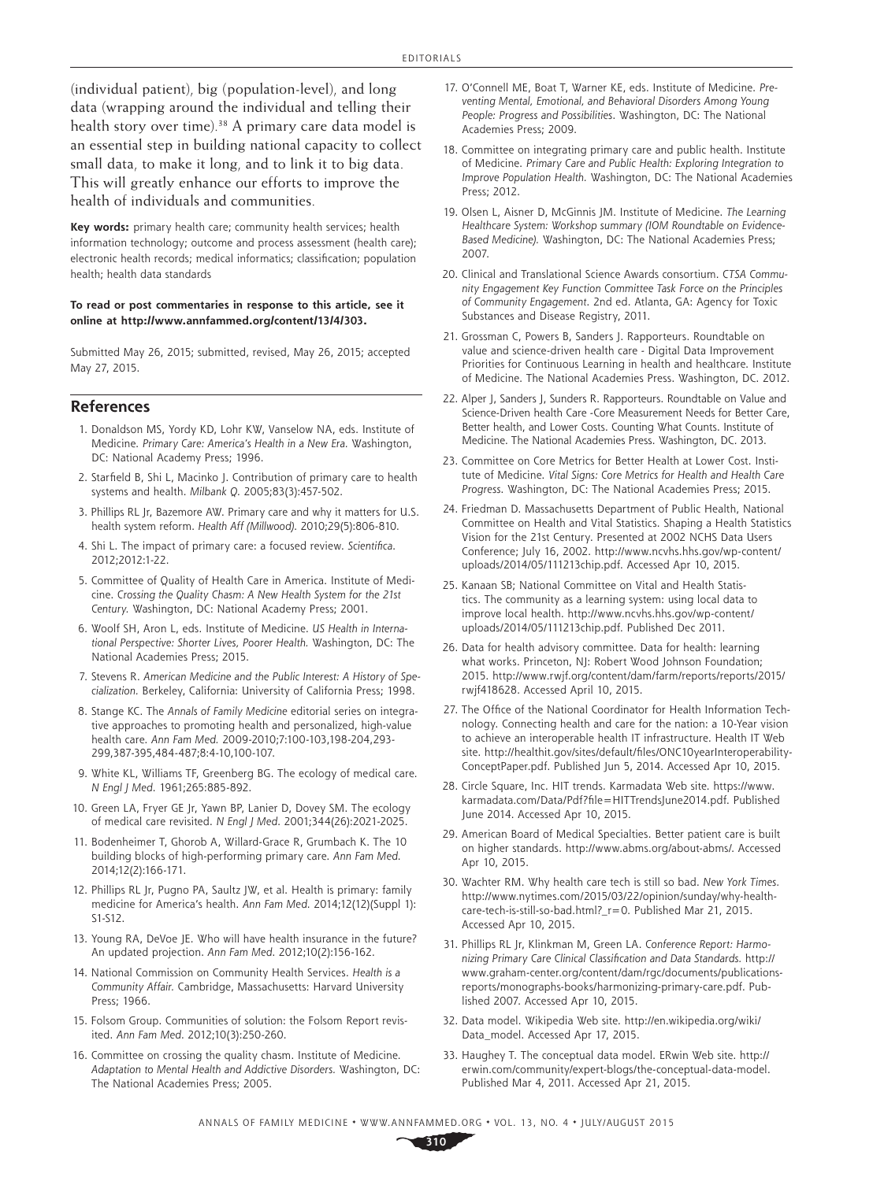(individual patient), big (population-level), and long data (wrapping around the individual and telling their health story over time).[38] A primary care data model is an essential step in building national capacity to collect small data, to make it long, and to link it to big data. This will greatly enhance our efforts to improve the health of individuals and communities.

**Key words:** primary health care; community health services; health information technology; outcome and process assessment (health care); electronic health records; medical informatics; classification; population health; health data standards

**To read or post commentaries in response to this article, see it online at http://www.annfammed.org/content/13/4/303.**

Submitted May 26, 2015; submitted, revised, May 26, 2015; accepted May 27, 2015.

## References

1. Donaldson MS, Yordy KD, Lohr KW, Vanselow NA, eds. Institute of Medicine. *Primary Care: America's Health in a New Era.* Washington, DC: National Academy Press; 1996.
2. Starfield B, Shi L, Macinko J. Contribution of primary care to health systems and health. *Milbank Q.* 2005;83(3):457-502.
3. Phillips RL Jr, Bazemore AW. Primary care and why it matters for U.S. health system reform. *Health Aff (Millwood).* 2010;29(5):806-810.
4. Shi L. The impact of primary care: a focused review. *Scientifica.* 2012;2012:1-22.
5. Committee of Quality of Health Care in America. Institute of Medicine. *Crossing the Quality Chasm: A New Health System for the 21st Century.* Washington, DC: National Academy Press; 2001.
6. Woolf SH, Aron L, eds. Institute of Medicine. *US Health in International Perspective: Shorter Lives, Poorer Health.* Washington, DC: The National Academies Press; 2015.
7. Stevens R. *American Medicine and the Public Interest: A History of Specialization.* Berkeley, California: University of California Press; 1998.
8. Stange KC. The *Annals of Family Medicine* editorial series on integrative approaches to promoting health and personalized, high-value health care. *Ann Fam Med.* 2009-2010;7:100-103,198-204,293-299,387-395,484-487;8:4-10,100-107.
9. White KL, Williams TF, Greenberg BG. The ecology of medical care. *N Engl J Med.* 1961;265:885-892.
10. Green LA, Fryer GE Jr, Yawn BP, Lanier D, Dovey SM. The ecology of medical care revisited. *N Engl J Med.* 2001;344(26):2021-2025.
11. Bodenheimer T, Ghorob A, Willard-Grace R, Grumbach K. The 10 building blocks of high-performing primary care. *Ann Fam Med.* 2014;12(2):166-171.
12. Phillips RL Jr, Pugno PA, Saultz JW, et al. Health is primary: family medicine for America's health. *Ann Fam Med.* 2014;12(12)(Suppl 1): S1-S12.
13. Young RA, DeVoe JE. Who will have health insurance in the future? An updated projection. *Ann Fam Med.* 2012;10(2):156-162.
14. National Commission on Community Health Services. *Health is a Community Affair.* Cambridge, Massachusetts: Harvard University Press; 1966.
15. Folsom Group. Communities of solution: the Folsom Report revisited. *Ann Fam Med.* 2012;10(3):250-260.
16. Committee on crossing the quality chasm. Institute of Medicine. *Adaptation to Mental Health and Addictive Disorders.* Washington, DC: The National Academies Press; 2005.
17. O'Connell ME, Boat T, Warner KE, eds. Institute of Medicine. *Preventing Mental, Emotional, and Behavioral Disorders Among Young People: Progress and Possibilities.* Washington, DC: The National Academies Press; 2009.
18. Committee on integrating primary care and public health. Institute of Medicine. *Primary Care and Public Health: Exploring Integration to Improve Population Health.* Washington, DC: The National Academies Press; 2012.
19. Olsen L, Aisner D, McGinnis JM. Institute of Medicine. *The Learning Healthcare System: Workshop summary (IOM Roundtable on Evidence-Based Medicine).* Washington, DC: The National Academies Press; 2007.
20. Clinical and Translational Science Awards consortium. *CTSA Community Engagement Key Function Committee Task Force on the Principles of Community Engagement.* 2nd ed. Atlanta, GA: Agency for Toxic Substances and Disease Registry, 2011.
21. Grossman C, Powers B, Sanders J. Rapporteurs. Roundtable on value and science-driven health care - Digital Data Improvement Priorities for Continuous Learning in health and healthcare. Institute of Medicine. The National Academies Press. Washington, DC. 2012.
22. Alper J, Sanders J, Sunders R. Rapporteurs. Roundtable on Value and Science-Driven health Care -Core Measurement Needs for Better Care, Better health, and Lower Costs. Counting What Counts. Institute of Medicine. The National Academies Press. Washington, DC. 2013.
23. Committee on Core Metrics for Better Health at Lower Cost. Institute of Medicine. *Vital Signs: Core Metrics for Health and Health Care Progress.* Washington, DC: The National Academies Press; 2015.
24. Friedman D. Massachusetts Department of Public Health, National Committee on Health and Vital Statistics. Shaping a Health Statistics Vision for the 21st Century. Presented at 2002 NCHS Data Users Conference; July 16, 2002. http://www.ncvhs.hhs.gov/wp-content/uploads/2014/05/111213chip.pdf. Accessed Apr 10, 2015.
25. Kanaan SB; National Committee on Vital and Health Statistics. The community as a learning system: using local data to improve local health. http://www.ncvhs.hhs.gov/wp-content/uploads/2014/05/111213chip.pdf. Published Dec 2011.
26. Data for health advisory committee. Data for health: learning what works. Princeton, NJ: Robert Wood Johnson Foundation; 2015. http://www.rwjf.org/content/dam/farm/reports/reports/2015/rwjf418628. Accessed April 10, 2015.
27. The Office of the National Coordinator for Health Information Technology. Connecting health and care for the nation: a 10-Year vision to achieve an interoperable health IT infrastructure. Health IT Web site. http://healthit.gov/sites/default/files/ONC10yearInteroperability-ConceptPaper.pdf. Published Jun 5, 2014. Accessed Apr 10, 2015.
28. Circle Square, Inc. HIT trends. Karmadata Web site. https://www.karmadata.com/Data/Pdf?file=HITTrendsJune2014.pdf. Published June 2014. Accessed Apr 10, 2015.
29. American Board of Medical Specialties. Better patient care is built on higher standards. http://www.abms.org/about-abms/. Accessed Apr 10, 2015.
30. Wachter RM. Why health care tech is still so bad. *New York Times.* http://www.nytimes.com/2015/03/22/opinion/sunday/why-health-care-tech-is-still-so-bad.html?_r=0. Published Mar 21, 2015. Accessed Apr 10, 2015.
31. Phillips RL Jr, Klinkman M, Green LA. *Conference Report: Harmonizing Primary Care Clinical Classification and Data Standards.* http://www.graham-center.org/content/dam/rgc/documents/publications-reports/monographs-books/harmonizing-primary-care.pdf. Published 2007. Accessed Apr 10, 2015.
32. Data model. Wikipedia Web site. http://en.wikipedia.org/wiki/Data_model. Accessed Apr 17, 2015.
33. Haughey T. The conceptual data model. ERwin Web site. http://erwin.com/community/expert-blogs/the-conceptual-data-model. Published Mar 4, 2011. Accessed Apr 21, 2015.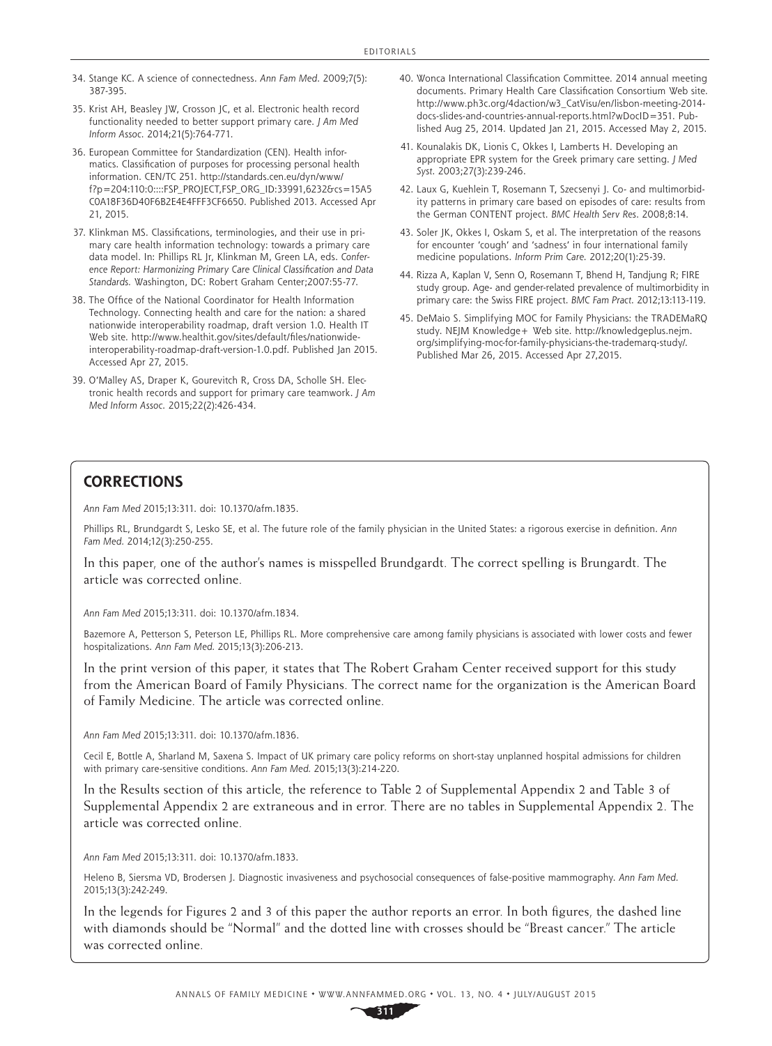34. Stange KC. A science of connectedness. *Ann Fam Med*. 2009;7(5): 387-395.

35. Krist AH, Beasley JW, Crosson JC, et al. Electronic health record functionality needed to better support primary care. *J Am Med Inform Assoc*. 2014;21(5):764-771.

36. European Committee for Standardization (CEN). Health informatics. Classification of purposes for processing personal health information. CEN/TC 251. http://standards.cen.eu/dyn/www/f?p=204:110:0::::FSP_PROJECT,FSP_ORG_ID:33991,6232&cs=15A5C0A18F36D40F6B2E4E4FFF3CF6650. Published 2013. Accessed Apr 21, 2015.

37. Klinkman MS. Classifications, terminologies, and their use in primary care health information technology: towards a primary care data model. In: Phillips RL Jr, Klinkman M, Green LA, eds. *Conference Report: Harmonizing Primary Care Clinical Classification and Data Standards.* Washington, DC: Robert Graham Center;2007:55-77.

38. The Office of the National Coordinator for Health Information Technology. Connecting health and care for the nation: a shared nationwide interoperability roadmap, draft version 1.0. Health IT Web site. http://www.healthit.gov/sites/default/files/nationwide-interoperability-roadmap-draft-version-1.0.pdf. Published Jan 2015. Accessed Apr 27, 2015.

39. O'Malley AS, Draper K, Gourevitch R, Cross DA, Scholle SH. Electronic health records and support for primary care teamwork. *J Am Med Inform Assoc*. 2015;22(2):426-434.

40. Wonca International Classification Committee. 2014 annual meeting documents. Primary Health Care Classification Consortium Web site. http://www.ph3c.org/4daction/w3_CatVisu/en/lisbon-meeting-2014-docs-slides-and-countries-annual-reports.html?wDocID=351. Published Aug 25, 2014. Updated Jan 21, 2015. Accessed May 2, 2015.

41. Kounalakis DK, Lionis C, Okkes I, Lamberts H. Developing an appropriate EPR system for the Greek primary care setting. *J Med Syst*. 2003;27(3):239-246.

42. Laux G, Kuehlein T, Rosemann T, Szecsenyi J. Co- and multimorbidity patterns in primary care based on episodes of care: results from the German CONTENT project. *BMC Health Serv Res*. 2008;8:14.

43. Soler JK, Okkes I, Oskam S, et al. The interpretation of the reasons for encounter 'cough' and 'sadness' in four international family medicine populations. *Inform Prim Care*. 2012;20(1):25-39.

44. Rizza A, Kaplan V, Senn O, Rosemann T, Bhend H, Tandjung R; FIRE study group. Age- and gender-related prevalence of multimorbidity in primary care: the Swiss FIRE project. *BMC Fam Pract*. 2012;13:113-119.

45. DeMaio S. Simplifying MOC for Family Physicians: the TRADEMaRQ study. NEJM Knowledge+ Web site. http://knowledgeplus.nejm.org/simplifying-moc-for-family-physicians-the-trademarq-study/. Published Mar 26, 2015. Accessed Apr 27,2015.

## CORRECTIONS

*Ann Fam Med* 2015;13:311. doi: 10.1370/afm.1835.

Phillips RL, Brundgardt S, Lesko SE, et al. The future role of the family physician in the United States: a rigorous exercise in definition. *Ann Fam Med.* 2014;12(3):250-255.

In this paper, one of the author's names is misspelled Brundgardt. The correct spelling is Brungardt. The article was corrected online.

*Ann Fam Med* 2015;13:311. doi: 10.1370/afm.1834.

Bazemore A, Petterson S, Peterson LE, Phillips RL. More comprehensive care among family physicians is associated with lower costs and fewer hospitalizations. *Ann Fam Med.* 2015;13(3):206-213.

In the print version of this paper, it states that The Robert Graham Center received support for this study from the American Board of Family Physicians. The correct name for the organization is the American Board of Family Medicine. The article was corrected online.

*Ann Fam Med* 2015;13:311. doi: 10.1370/afm.1836.

Cecil E, Bottle A, Sharland M, Saxena S. Impact of UK primary care policy reforms on short-stay unplanned hospital admissions for children with primary care-sensitive conditions. *Ann Fam Med.* 2015;13(3):214-220.

In the Results section of this article, the reference to Table 2 of Supplemental Appendix 2 and Table 3 of Supplemental Appendix 2 are extraneous and in error. There are no tables in Supplemental Appendix 2. The article was corrected online.

*Ann Fam Med* 2015;13:311. doi: 10.1370/afm.1833.

Heleno B, Siersma VD, Brodersen J. Diagnostic invasiveness and psychosocial consequences of false-positive mammography. *Ann Fam Med.* 2015;13(3):242-249.

In the legends for Figures 2 and 3 of this paper the author reports an error. In both figures, the dashed line with diamonds should be "Normal" and the dotted line with crosses should be "Breast cancer." The article was corrected online.